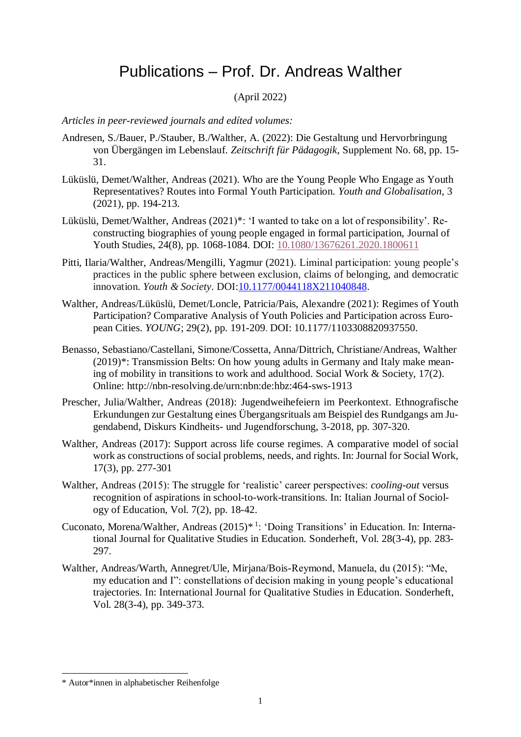# Publications – Prof. Dr. Andreas Walther

(April 2022)

*Articles in peer-reviewed journals and edíted volumes:*

Andresen, S./Bauer, P./Stauber, B./Walther, A. (2022): Die Gestaltung und Hervorbringung von Übergängen im Lebenslauf. *Zeitschrift für Pädagogik*, Supplement No. 68, pp. 15-31.

Lüküslü, Demet/Walther, Andreas (2021). Who are the Young People Who Engage as Youth Representatives? Routes into Formal Youth Participation. *Youth and Globalisation*, 3 (2021), pp. 194-213.

Lüküslü, Demet/Walther, Andreas (2021)*: 'I wanted to take on a lot of responsibility'. Reconstructing biographies of young people engaged in formal participation, Journal of Youth Studies, 24(8), pp. 1068-1084. DOI: 10.1080/13676261.2020.1800611

Pitti, Ilaria/Walther, Andreas/Mengilli, Yagmur (2021). Liminal participation: young people's practices in the public sphere between exclusion, claims of belonging, and democratic innovation. *Youth & Society*. DOI:10.1177/0044118X211040848.

Walther, Andreas/Lüküslü, Demet/Loncle, Patricia/Pais, Alexandre (2021): Regimes of Youth Participation? Comparative Analysis of Youth Policies and Participation across European Cities. *YOUNG*; 29(2), pp. 191-209. DOI: 10.1177/1103308820937550.

Benasso, Sebastiano/Castellani, Simone/Cossetta, Anna/Dittrich, Christiane/Andreas, Walther (2019)*: Transmission Belts: On how young adults in Germany and Italy make meaning of mobility in transitions to work and adulthood. Social Work & Society, 17(2). Online: http://nbn-resolving.de/urn:nbn:de:hbz:464-sws-1913

Prescher, Julia/Walther, Andreas (2018): Jugendweihefeiern im Peerkontext. Ethnografische Erkundungen zur Gestaltung eines Übergangsrituals am Beispiel des Rundgangs am Jugendabend, Diskurs Kindheits- und Jugendforschung, 3-2018, pp. 307-320.

Walther, Andreas (2017): Support across life course regimes. A comparative model of social work as constructions of social problems, needs, and rights. In: Journal for Social Work, 17(3), pp. 277-301

Walther, Andreas (2015): The struggle for 'realistic' career perspectives: *cooling-out* versus recognition of aspirations in school-to-work-transitions. In: Italian Journal of Sociology of Education, Vol. 7(2), pp. 18-42.

Cuconato, Morena/Walther, Andreas (2015)*[1]: 'Doing Transitions' in Education. In: International Journal for Qualitative Studies in Education. Sonderheft, Vol. 28(3-4), pp. 283-297.

Walther, Andreas/Warth, Annegret/Ule, Mirjana/Bois-Reymond, Manuela, du (2015): "Me, my education and I": constellations of decision making in young people's educational trajectories. In: International Journal for Qualitative Studies in Education. Sonderheft, Vol. 28(3-4), pp. 349-373.

---

\* Autor*innen in alphabetischer Reihenfolge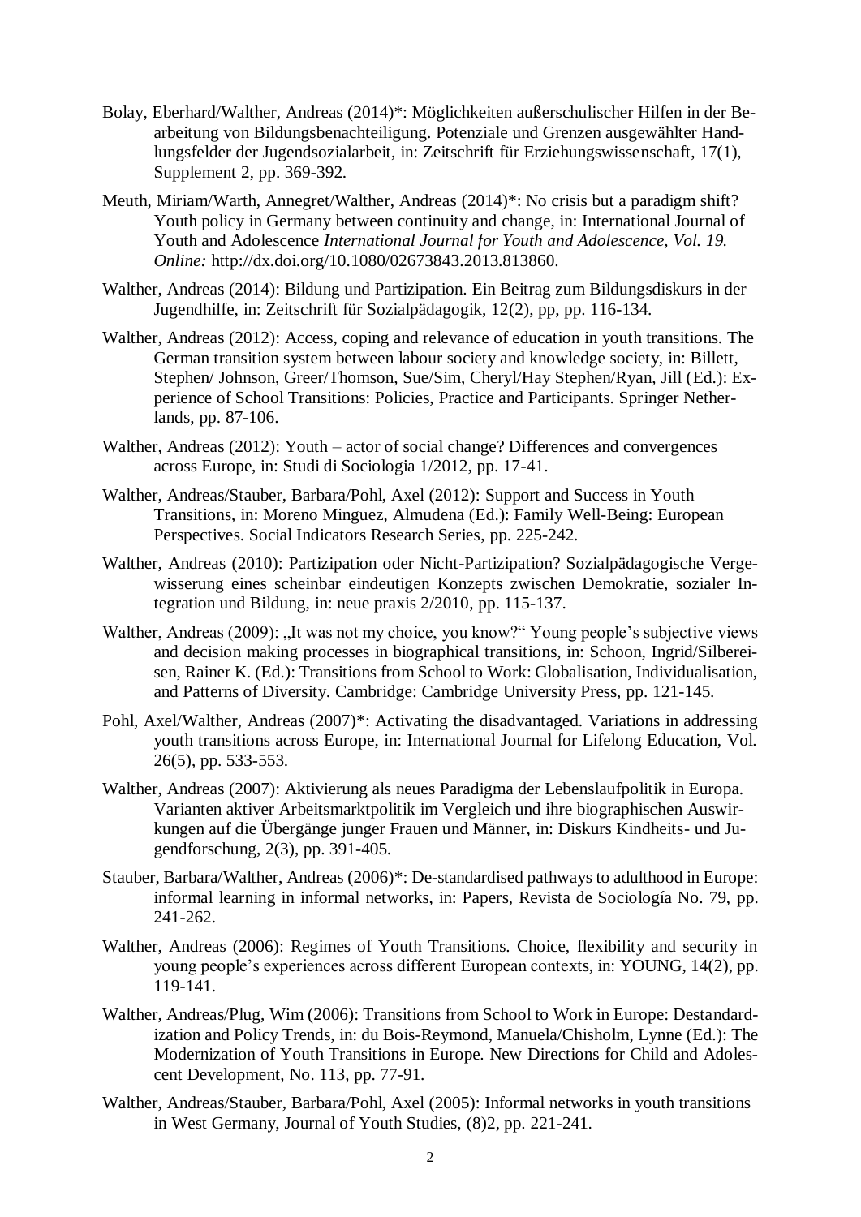Bolay, Eberhard/Walther, Andreas (2014)*: Möglichkeiten außerschulischer Hilfen in der Bearbeitung von Bildungsbenachteiligung. Potenziale und Grenzen ausgewählter Handlungsfelder der Jugendsozialarbeit, in: Zeitschrift für Erziehungswissenschaft, 17(1), Supplement 2, pp. 369-392.

Meuth, Miriam/Warth, Annegret/Walther, Andreas (2014)*: No crisis but a paradigm shift? Youth policy in Germany between continuity and change, in: International Journal of Youth and Adolescence *International Journal for Youth and Adolescence, Vol. 19. Online:* http://dx.doi.org/10.1080/02673843.2013.813860.

Walther, Andreas (2014): Bildung und Partizipation. Ein Beitrag zum Bildungsdiskurs in der Jugendhilfe, in: Zeitschrift für Sozialpädagogik, 12(2), pp, pp. 116-134.

Walther, Andreas (2012): Access, coping and relevance of education in youth transitions. The German transition system between labour society and knowledge society, in: Billett, Stephen/ Johnson, Greer/Thomson, Sue/Sim, Cheryl/Hay Stephen/Ryan, Jill (Ed.): Experience of School Transitions: Policies, Practice and Participants. Springer Netherlands, pp. 87-106.

Walther, Andreas (2012): Youth – actor of social change? Differences and convergences across Europe, in: Studi di Sociologia 1/2012, pp. 17-41.

Walther, Andreas/Stauber, Barbara/Pohl, Axel (2012): Support and Success in Youth Transitions, in: Moreno Minguez, Almudena (Ed.): Family Well-Being: European Perspectives. Social Indicators Research Series, pp. 225-242.

Walther, Andreas (2010): Partizipation oder Nicht-Partizipation? Sozialpädagogische Vergewisserung eines scheinbar eindeutigen Konzepts zwischen Demokratie, sozialer Integration und Bildung, in: neue praxis 2/2010, pp. 115-137.

Walther, Andreas (2009): „It was not my choice, you know?“ Young people's subjective views and decision making processes in biographical transitions, in: Schoon, Ingrid/Silbereisen, Rainer K. (Ed.): Transitions from School to Work: Globalisation, Individualisation, and Patterns of Diversity. Cambridge: Cambridge University Press, pp. 121-145.

Pohl, Axel/Walther, Andreas (2007)*: Activating the disadvantaged. Variations in addressing youth transitions across Europe, in: International Journal for Lifelong Education, Vol. 26(5), pp. 533-553.

Walther, Andreas (2007): Aktivierung als neues Paradigma der Lebenslaufpolitik in Europa. Varianten aktiver Arbeitsmarktpolitik im Vergleich und ihre biographischen Auswirkungen auf die Übergänge junger Frauen und Männer, in: Diskurs Kindheits- und Jugendforschung, 2(3), pp. 391-405.

Stauber, Barbara/Walther, Andreas (2006)*: De-standardised pathways to adulthood in Europe: informal learning in informal networks, in: Papers, Revista de Sociología No. 79, pp. 241-262.

Walther, Andreas (2006): Regimes of Youth Transitions. Choice, flexibility and security in young people's experiences across different European contexts, in: YOUNG, 14(2), pp. 119-141.

Walther, Andreas/Plug, Wim (2006): Transitions from School to Work in Europe: Destandardization and Policy Trends, in: du Bois-Reymond, Manuela/Chisholm, Lynne (Ed.): The Modernization of Youth Transitions in Europe. New Directions for Child and Adolescent Development, No. 113, pp. 77-91.

Walther, Andreas/Stauber, Barbara/Pohl, Axel (2005): Informal networks in youth transitions in West Germany, Journal of Youth Studies, (8)2, pp. 221-241.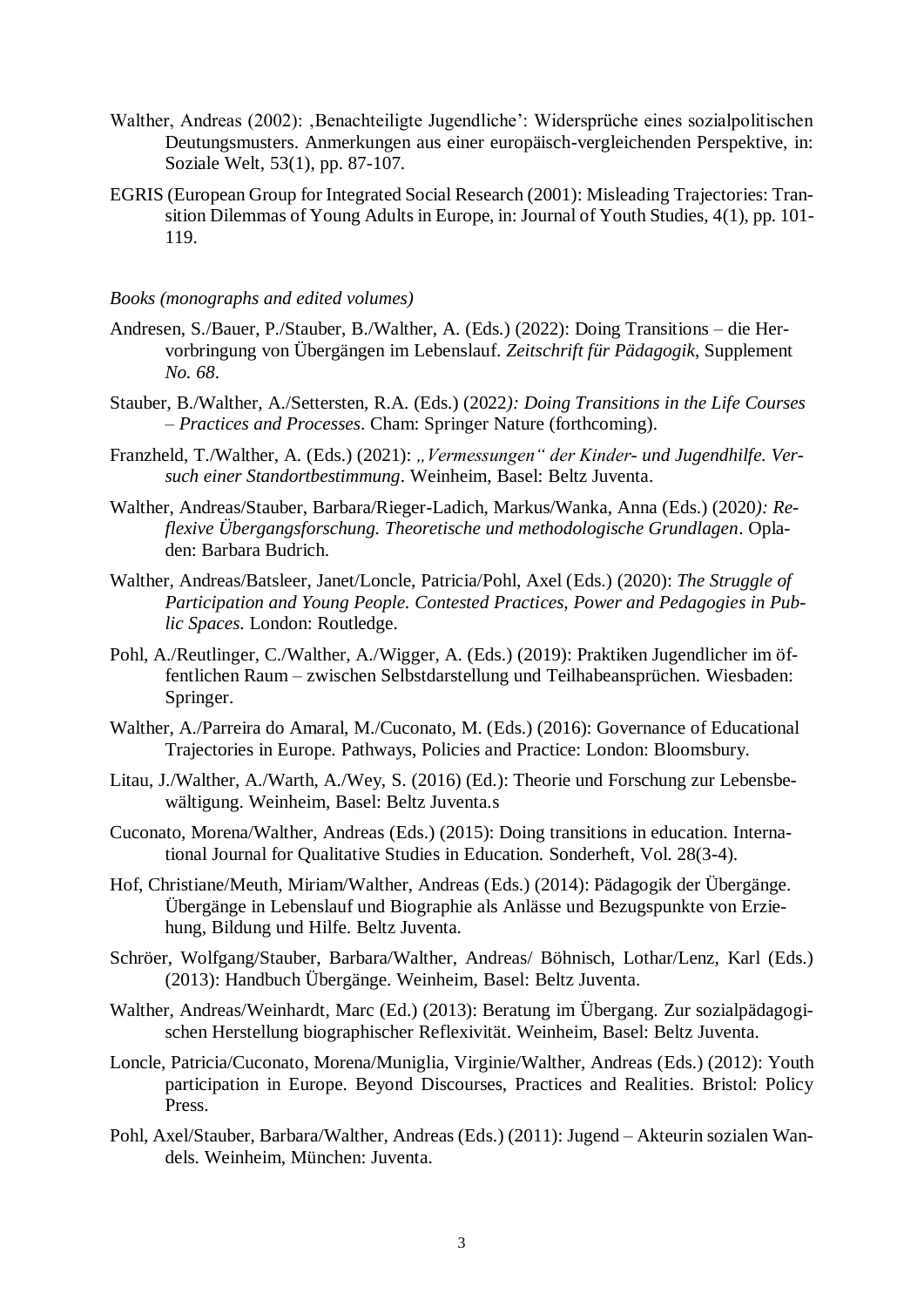Walther, Andreas (2002): ‚Benachteiligte Jugendliche': Widersprüche eines sozialpolitischen Deutungsmusters. Anmerkungen aus einer europäisch-vergleichenden Perspektive, in: Soziale Welt, 53(1), pp. 87-107.

EGRIS (European Group for Integrated Social Research (2001): Misleading Trajectories: Transition Dilemmas of Young Adults in Europe, in: Journal of Youth Studies, 4(1), pp. 101-119.

*Books (monographs and edited volumes)*

Andresen, S./Bauer, P./Stauber, B./Walther, A. (Eds.) (2022): Doing Transitions – die Hervorbringung von Übergängen im Lebenslauf. *Zeitschrift für Pädagogik*, Supplement *No. 68*.

Stauber, B./Walther, A./Settersten, R.A. (Eds.) (2022*): Doing Transitions in the Life Courses – Practices and Processes*. Cham: Springer Nature (forthcoming).

Franzheld, T./Walther, A. (Eds.) (2021): *„Vermessungen" der Kinder- und Jugendhilfe. Versuch einer Standortbestimmung*. Weinheim, Basel: Beltz Juventa.

Walther, Andreas/Stauber, Barbara/Rieger-Ladich, Markus/Wanka, Anna (Eds.) (2020*): Reflexive Übergangsforschung. Theoretische und methodologische Grundlagen*. Opladen: Barbara Budrich.

Walther, Andreas/Batsleer, Janet/Loncle, Patricia/Pohl, Axel (Eds.) (2020): *The Struggle of Participation and Young People. Contested Practices, Power and Pedagogies in Public Spaces*. London: Routledge.

Pohl, A./Reutlinger, C./Walther, A./Wigger, A. (Eds.) (2019): Praktiken Jugendlicher im öffentlichen Raum – zwischen Selbstdarstellung und Teilhabeansprüchen. Wiesbaden: Springer.

Walther, A./Parreira do Amaral, M./Cuconato, M. (Eds.) (2016): Governance of Educational Trajectories in Europe. Pathways, Policies and Practice: London: Bloomsbury.

Litau, J./Walther, A./Warth, A./Wey, S. (2016) (Ed.): Theorie und Forschung zur Lebensbewältigung. Weinheim, Basel: Beltz Juventa.s

Cuconato, Morena/Walther, Andreas (Eds.) (2015): Doing transitions in education. International Journal for Qualitative Studies in Education. Sonderheft, Vol. 28(3-4).

Hof, Christiane/Meuth, Miriam/Walther, Andreas (Eds.) (2014): Pädagogik der Übergänge. Übergänge in Lebenslauf und Biographie als Anlässe und Bezugspunkte von Erziehung, Bildung und Hilfe. Beltz Juventa.

Schröer, Wolfgang/Stauber, Barbara/Walther, Andreas/ Böhnisch, Lothar/Lenz, Karl (Eds.) (2013): Handbuch Übergänge. Weinheim, Basel: Beltz Juventa.

Walther, Andreas/Weinhardt, Marc (Ed.) (2013): Beratung im Übergang. Zur sozialpädagogischen Herstellung biographischer Reflexivität. Weinheim, Basel: Beltz Juventa.

Loncle, Patricia/Cuconato, Morena/Muniglia, Virginie/Walther, Andreas (Eds.) (2012): Youth participation in Europe. Beyond Discourses, Practices and Realities. Bristol: Policy Press.

Pohl, Axel/Stauber, Barbara/Walther, Andreas (Eds.) (2011): Jugend – Akteurin sozialen Wandels. Weinheim, München: Juventa.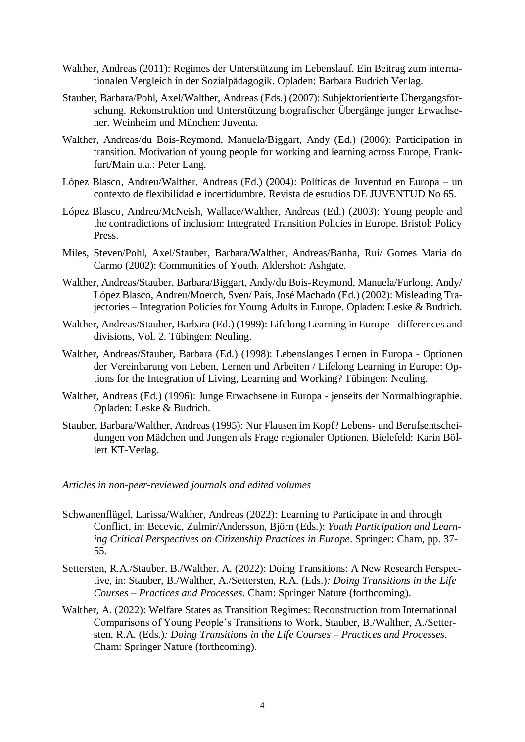Walther, Andreas (2011): Regimes der Unterstützung im Lebenslauf. Ein Beitrag zum internationalen Vergleich in der Sozialpädagogik. Opladen: Barbara Budrich Verlag.

Stauber, Barbara/Pohl, Axel/Walther, Andreas (Eds.) (2007): Subjektorientierte Übergangsforschung. Rekonstruktion und Unterstützung biografischer Übergänge junger Erwachsener. Weinheim und München: Juventa.

Walther, Andreas/du Bois-Reymond, Manuela/Biggart, Andy (Ed.) (2006): Participation in transition. Motivation of young people for working and learning across Europe, Frankfurt/Main u.a.: Peter Lang.

López Blasco, Andreu/Walther, Andreas (Ed.) (2004): Políticas de Juventud en Europa – un contexto de flexibilidad e incertidumbre. Revista de estudios DE JUVENTUD No 65.

López Blasco, Andreu/McNeish, Wallace/Walther, Andreas (Ed.) (2003): Young people and the contradictions of inclusion: Integrated Transition Policies in Europe. Bristol: Policy Press.

Miles, Steven/Pohl, Axel/Stauber, Barbara/Walther, Andreas/Banha, Rui/ Gomes Maria do Carmo (2002): Communities of Youth. Aldershot: Ashgate.

Walther, Andreas/Stauber, Barbara/Biggart, Andy/du Bois-Reymond, Manuela/Furlong, Andy/ López Blasco, Andreu/Moerch, Sven/ Pais, José Machado (Ed.) (2002): Misleading Trajectories – Integration Policies for Young Adults in Europe. Opladen: Leske & Budrich.

Walther, Andreas/Stauber, Barbara (Ed.) (1999): Lifelong Learning in Europe - differences and divisions, Vol. 2. Tübingen: Neuling.

Walther, Andreas/Stauber, Barbara (Ed.) (1998): Lebenslanges Lernen in Europa - Optionen der Vereinbarung von Leben, Lernen und Arbeiten / Lifelong Learning in Europe: Options for the Integration of Living, Learning and Working? Tübingen: Neuling.

Walther, Andreas (Ed.) (1996): Junge Erwachsene in Europa - jenseits der Normalbiographie. Opladen: Leske & Budrich.

Stauber, Barbara/Walther, Andreas (1995): Nur Flausen im Kopf? Lebens- und Berufsentscheidungen von Mädchen und Jungen als Frage regionaler Optionen. Bielefeld: Karin Böllert KT-Verlag.

*Articles in non-peer-reviewed journals and edited volumes*

Schwanenflügel, Larissa/Walther, Andreas (2022): Learning to Participate in and through Conflict, in: Becevic, Zulmir/Andersson, Björn (Eds.): *Youth Participation and Learning Critical Perspectives on Citizenship Practices in Europe*. Springer: Cham, pp. 37-55.

Settersten, R.A./Stauber, B./Walther, A. (2022): Doing Transitions: A New Research Perspective, in: Stauber, B./Walther, A./Settersten, R.A. (Eds.)*: Doing Transitions in the Life Courses – Practices and Processes*. Cham: Springer Nature (forthcoming).

Walther, A. (2022): Welfare States as Transition Regimes: Reconstruction from International Comparisons of Young People's Transitions to Work, Stauber, B./Walther, A./Settersten, R.A. (Eds.)*: Doing Transitions in the Life Courses – Practices and Processes*. Cham: Springer Nature (forthcoming).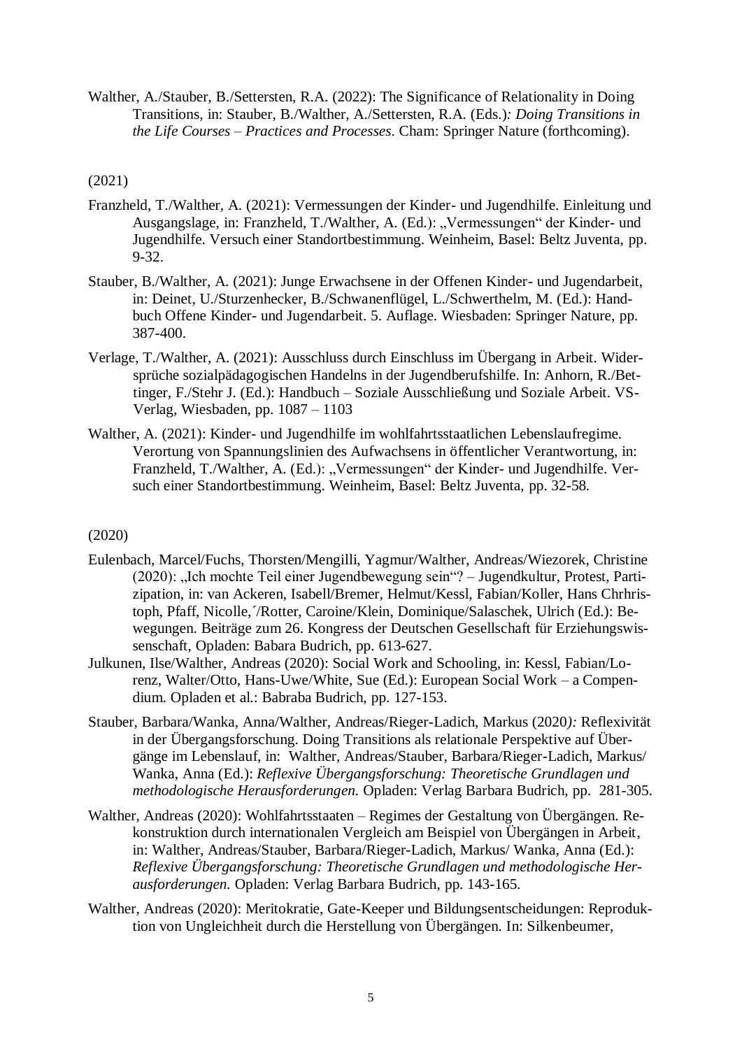Walther, A./Stauber, B./Settersten, R.A. (2022): The Significance of Relationality in Doing Transitions, in: Stauber, B./Walther, A./Settersten, R.A. (Eds.)*: Doing Transitions in the Life Courses – Practices and Processes*. Cham: Springer Nature (forthcoming).

(2021)

Franzheld, T./Walther, A. (2021): Vermessungen der Kinder- und Jugendhilfe. Einleitung und Ausgangslage, in: Franzheld, T./Walther, A. (Ed.): „Vermessungen“ der Kinder- und Jugendhilfe. Versuch einer Standortbestimmung. Weinheim, Basel: Beltz Juventa, pp. 9-32.

Stauber, B./Walther, A. (2021): Junge Erwachsene in der Offenen Kinder- und Jugendarbeit, in: Deinet, U./Sturzenhecker, B./Schwanenflügel, L./Schwerthelm, M. (Ed.): Handbuch Offene Kinder- und Jugendarbeit. 5. Auflage. Wiesbaden: Springer Nature, pp. 387-400.

Verlage, T./Walther, A. (2021): Ausschluss durch Einschluss im Übergang in Arbeit. Widersprüche sozialpädagogischen Handelns in der Jugendberufshilfe. In: Anhorn, R./Bettinger, F./Stehr J. (Ed.): Handbuch – Soziale Ausschließung und Soziale Arbeit. VS-Verlag, Wiesbaden, pp. 1087 – 1103

Walther, A. (2021): Kinder- und Jugendhilfe im wohlfahrtsstaatlichen Lebenslaufregime. Verortung von Spannungslinien des Aufwachsens in öffentlicher Verantwortung, in: Franzheld, T./Walther, A. (Ed.): „Vermessungen“ der Kinder- und Jugendhilfe. Versuch einer Standortbestimmung. Weinheim, Basel: Beltz Juventa, pp. 32-58.

(2020)

Eulenbach, Marcel/Fuchs, Thorsten/Mengilli, Yagmur/Walther, Andreas/Wiezorek, Christine (2020): „Ich mochte Teil einer Jugendbewegung sein“? – Jugendkultur, Protest, Partizipation, in: van Ackeren, Isabell/Bremer, Helmut/Kessl, Fabian/Koller, Hans Chrhristoph, Pfaff, Nicolle,´/Rotter, Caroine/Klein, Dominique/Salaschek, Ulrich (Ed.): Bewegungen. Beiträge zum 26. Kongress der Deutschen Gesellschaft für Erziehungswissenschaft, Opladen: Babara Budrich, pp. 613-627.

Julkunen, Ilse/Walther, Andreas (2020): Social Work and Schooling, in: Kessl, Fabian/Lorenz, Walter/Otto, Hans-Uwe/White, Sue (Ed.): European Social Work – a Compendium. Opladen et al.: Babraba Budrich, pp. 127-153.

Stauber, Barbara/Wanka, Anna/Walther, Andreas/Rieger-Ladich, Markus (2020*):* Reflexivität in der Übergangsforschung. Doing Transitions als relationale Perspektive auf Übergänge im Lebenslauf, in: Walther, Andreas/Stauber, Barbara/Rieger-Ladich, Markus/ Wanka, Anna (Ed.): *Reflexive Übergangsforschung: Theoretische Grundlagen und methodologische Herausforderungen.* Opladen: Verlag Barbara Budrich, pp. 281-305.

Walther, Andreas (2020): Wohlfahrtsstaaten – Regimes der Gestaltung von Übergängen. Rekonstruktion durch internationalen Vergleich am Beispiel von Übergängen in Arbeit, in: Walther, Andreas/Stauber, Barbara/Rieger-Ladich, Markus/ Wanka, Anna (Ed.): *Reflexive Übergangsforschung: Theoretische Grundlagen und methodologische Herausforderungen.* Opladen: Verlag Barbara Budrich, pp. 143-165.

Walther, Andreas (2020): Meritokratie, Gate-Keeper und Bildungsentscheidungen: Reproduktion von Ungleichheit durch die Herstellung von Übergängen. In: Silkenbeumer,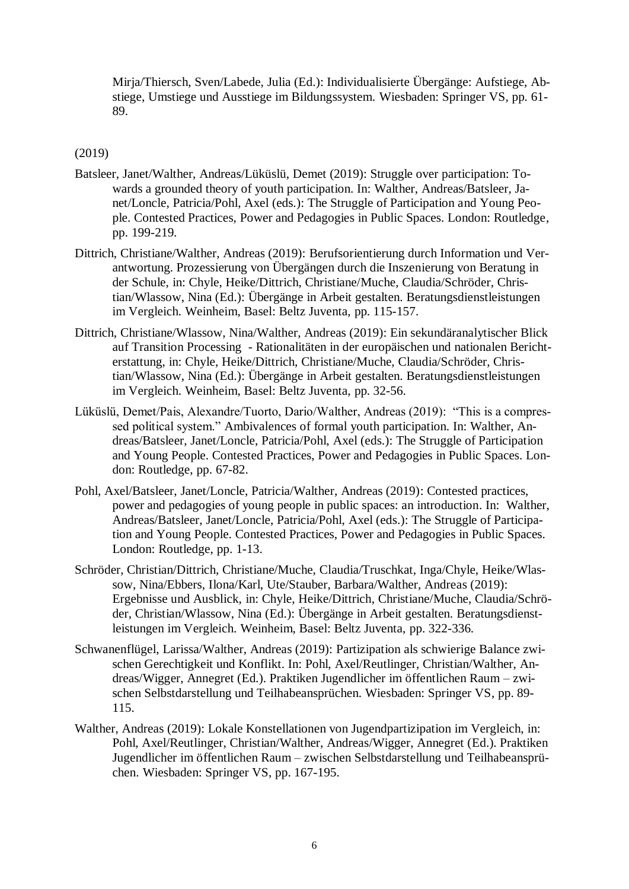Mirja/Thiersch, Sven/Labede, Julia (Ed.): Individualisierte Übergänge: Aufstiege, Abstiege, Umstiege und Ausstiege im Bildungssystem. Wiesbaden: Springer VS, pp. 61-89.

(2019)

Batsleer, Janet/Walther, Andreas/Lüküslü, Demet (2019): Struggle over participation: Towards a grounded theory of youth participation. In: Walther, Andreas/Batsleer, Janet/Loncle, Patricia/Pohl, Axel (eds.): The Struggle of Participation and Young People. Contested Practices, Power and Pedagogies in Public Spaces. London: Routledge, pp. 199-219.

Dittrich, Christiane/Walther, Andreas (2019): Berufsorientierung durch Information und Verantwortung. Prozessierung von Übergängen durch die Inszenierung von Beratung in der Schule, in: Chyle, Heike/Dittrich, Christiane/Muche, Claudia/Schröder, Christian/Wlassow, Nina (Ed.): Übergänge in Arbeit gestalten. Beratungsdienstleistungen im Vergleich. Weinheim, Basel: Beltz Juventa, pp. 115-157.

Dittrich, Christiane/Wlassow, Nina/Walther, Andreas (2019): Ein sekundäranalytischer Blick auf Transition Processing - Rationalitäten in der europäischen und nationalen Berichterstattung, in: Chyle, Heike/Dittrich, Christiane/Muche, Claudia/Schröder, Christian/Wlassow, Nina (Ed.): Übergänge in Arbeit gestalten. Beratungsdienstleistungen im Vergleich. Weinheim, Basel: Beltz Juventa, pp. 32-56.

Lüküslü, Demet/Pais, Alexandre/Tuorto, Dario/Walther, Andreas (2019): "This is a compressed political system." Ambivalences of formal youth participation. In: Walther, Andreas/Batsleer, Janet/Loncle, Patricia/Pohl, Axel (eds.): The Struggle of Participation and Young People. Contested Practices, Power and Pedagogies in Public Spaces. London: Routledge, pp. 67-82.

Pohl, Axel/Batsleer, Janet/Loncle, Patricia/Walther, Andreas (2019): Contested practices, power and pedagogies of young people in public spaces: an introduction. In: Walther, Andreas/Batsleer, Janet/Loncle, Patricia/Pohl, Axel (eds.): The Struggle of Participation and Young People. Contested Practices, Power and Pedagogies in Public Spaces. London: Routledge, pp. 1-13.

Schröder, Christian/Dittrich, Christiane/Muche, Claudia/Truschkat, Inga/Chyle, Heike/Wlassow, Nina/Ebbers, Ilona/Karl, Ute/Stauber, Barbara/Walther, Andreas (2019): Ergebnisse und Ausblick, in: Chyle, Heike/Dittrich, Christiane/Muche, Claudia/Schröder, Christian/Wlassow, Nina (Ed.): Übergänge in Arbeit gestalten. Beratungsdienstleistungen im Vergleich. Weinheim, Basel: Beltz Juventa, pp. 322-336.

Schwanenflügel, Larissa/Walther, Andreas (2019): Partizipation als schwierige Balance zwischen Gerechtigkeit und Konflikt. In: Pohl, Axel/Reutlinger, Christian/Walther, Andreas/Wigger, Annegret (Ed.). Praktiken Jugendlicher im öffentlichen Raum – zwischen Selbstdarstellung und Teilhabeansprüchen. Wiesbaden: Springer VS, pp. 89-115.

Walther, Andreas (2019): Lokale Konstellationen von Jugendpartizipation im Vergleich, in: Pohl, Axel/Reutlinger, Christian/Walther, Andreas/Wigger, Annegret (Ed.). Praktiken Jugendlicher im öffentlichen Raum – zwischen Selbstdarstellung und Teilhabeansprüchen. Wiesbaden: Springer VS, pp. 167-195.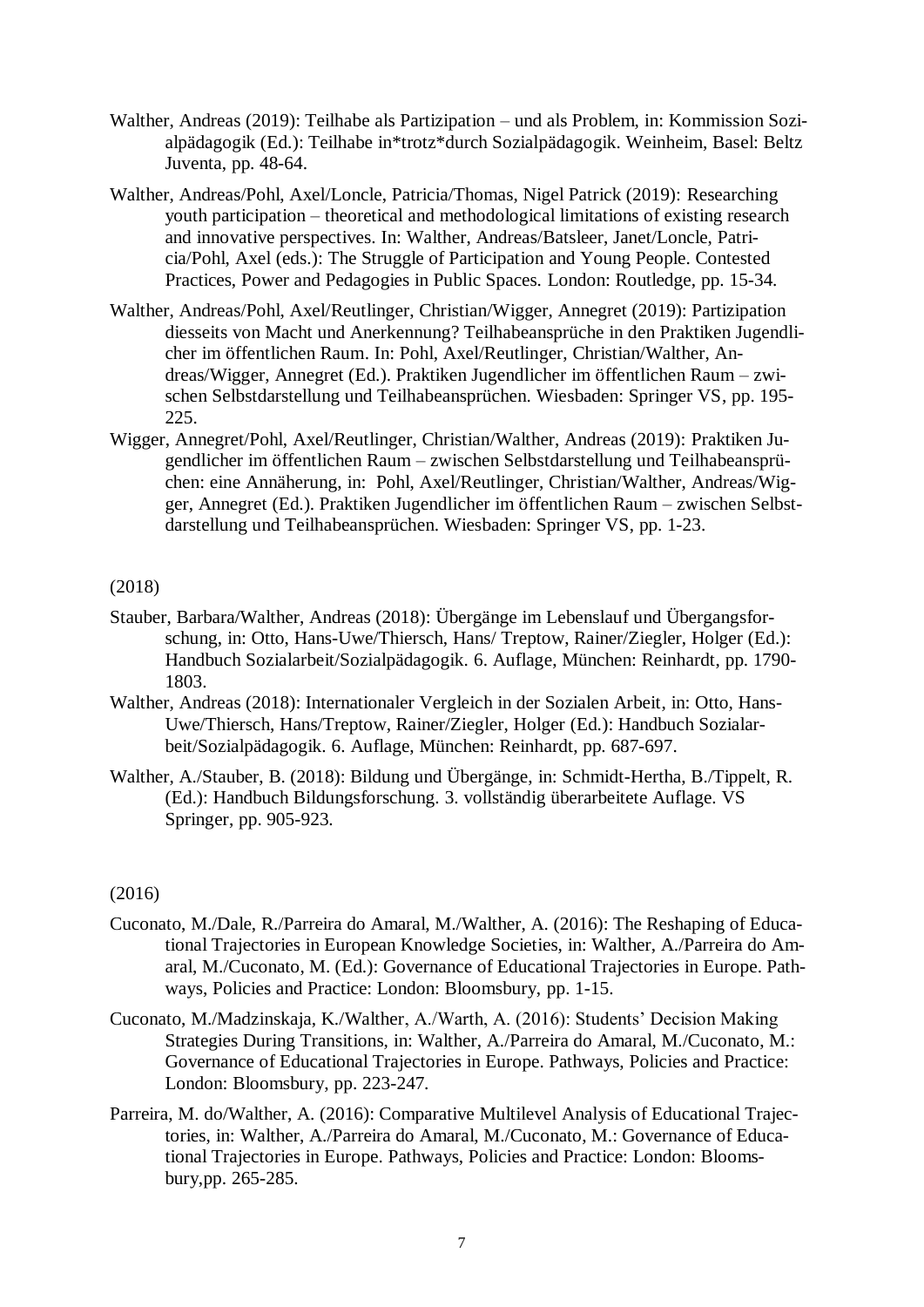Walther, Andreas (2019): Teilhabe als Partizipation – und als Problem, in: Kommission Sozialpädagogik (Ed.): Teilhabe in*trotz*durch Sozialpädagogik. Weinheim, Basel: Beltz Juventa, pp. 48-64.

Walther, Andreas/Pohl, Axel/Loncle, Patricia/Thomas, Nigel Patrick (2019): Researching youth participation – theoretical and methodological limitations of existing research and innovative perspectives. In: Walther, Andreas/Batsleer, Janet/Loncle, Patricia/Pohl, Axel (eds.): The Struggle of Participation and Young People. Contested Practices, Power and Pedagogies in Public Spaces. London: Routledge, pp. 15-34.

Walther, Andreas/Pohl, Axel/Reutlinger, Christian/Wigger, Annegret (2019): Partizipation diesseits von Macht und Anerkennung? Teilhabeansprüche in den Praktiken Jugendlicher im öffentlichen Raum. In: Pohl, Axel/Reutlinger, Christian/Walther, Andreas/Wigger, Annegret (Ed.). Praktiken Jugendlicher im öffentlichen Raum – zwischen Selbstdarstellung und Teilhabeansprüchen. Wiesbaden: Springer VS, pp. 195-225.

Wigger, Annegret/Pohl, Axel/Reutlinger, Christian/Walther, Andreas (2019): Praktiken Jugendlicher im öffentlichen Raum – zwischen Selbstdarstellung und Teilhabeansprüchen: eine Annäherung, in: Pohl, Axel/Reutlinger, Christian/Walther, Andreas/Wigger, Annegret (Ed.). Praktiken Jugendlicher im öffentlichen Raum – zwischen Selbstdarstellung und Teilhabeansprüchen. Wiesbaden: Springer VS, pp. 1-23.

(2018)

Stauber, Barbara/Walther, Andreas (2018): Übergänge im Lebenslauf und Übergangsforschung, in: Otto, Hans-Uwe/Thiersch, Hans/ Treptow, Rainer/Ziegler, Holger (Ed.): Handbuch Sozialarbeit/Sozialpädagogik. 6. Auflage, München: Reinhardt, pp. 1790-1803.

Walther, Andreas (2018): Internationaler Vergleich in der Sozialen Arbeit, in: Otto, Hans-Uwe/Thiersch, Hans/Treptow, Rainer/Ziegler, Holger (Ed.): Handbuch Sozialarbeit/Sozialpädagogik. 6. Auflage, München: Reinhardt, pp. 687-697.

Walther, A./Stauber, B. (2018): Bildung und Übergänge, in: Schmidt-Hertha, B./Tippelt, R. (Ed.): Handbuch Bildungsforschung. 3. vollständig überarbeitete Auflage. VS Springer, pp. 905-923.

(2016)

Cuconato, M./Dale, R./Parreira do Amaral, M./Walther, A. (2016): The Reshaping of Educational Trajectories in European Knowledge Societies, in: Walther, A./Parreira do Amaral, M./Cuconato, M. (Ed.): Governance of Educational Trajectories in Europe. Pathways, Policies and Practice: London: Bloomsbury, pp. 1-15.

Cuconato, M./Madzinskaja, K./Walther, A./Warth, A. (2016): Students' Decision Making Strategies During Transitions, in: Walther, A./Parreira do Amaral, M./Cuconato, M.: Governance of Educational Trajectories in Europe. Pathways, Policies and Practice: London: Bloomsbury, pp. 223-247.

Parreira, M. do/Walther, A. (2016): Comparative Multilevel Analysis of Educational Trajectories, in: Walther, A./Parreira do Amaral, M./Cuconato, M.: Governance of Educational Trajectories in Europe. Pathways, Policies and Practice: London: Bloomsbury,pp. 265-285.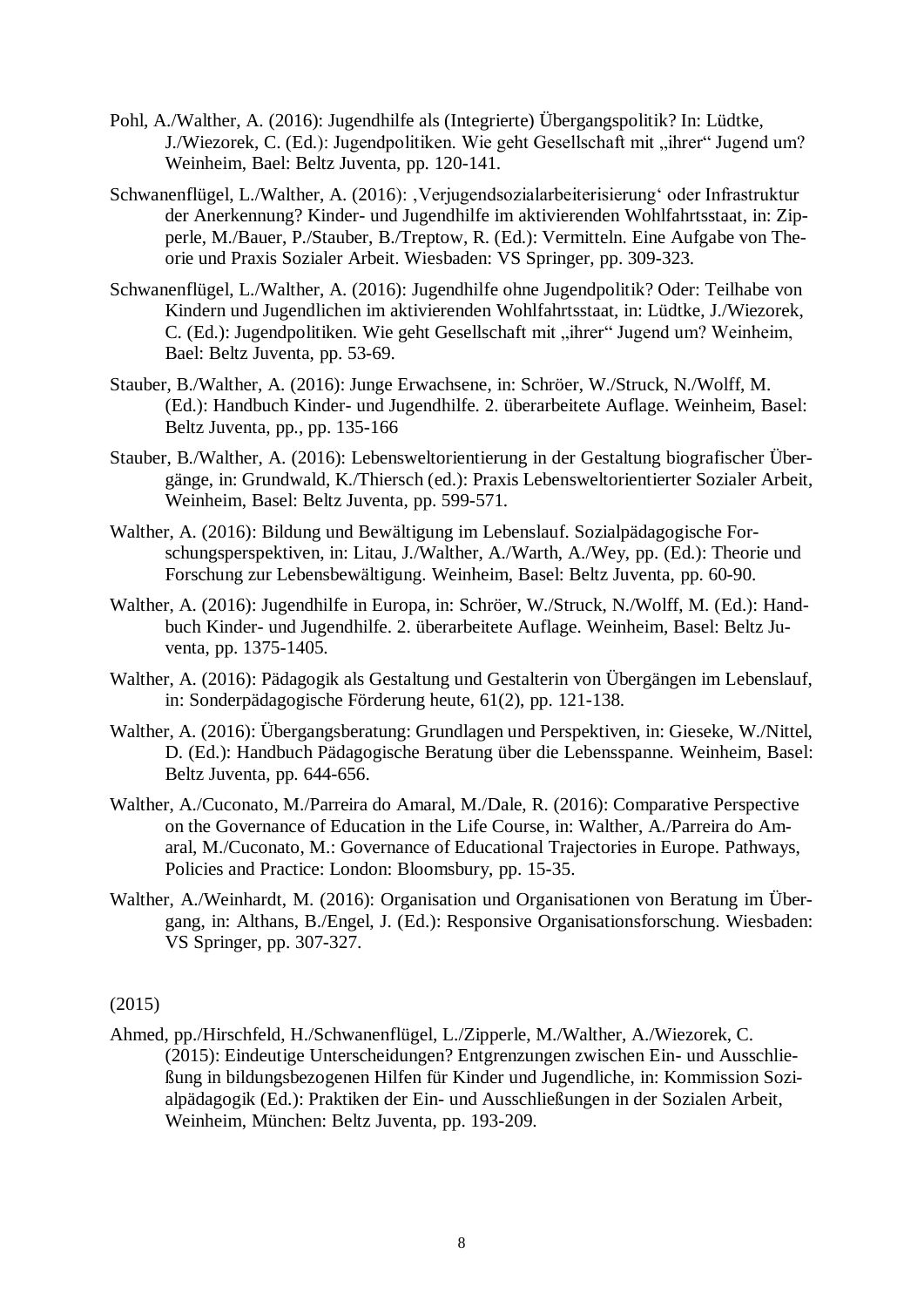Pohl, A./Walther, A. (2016): Jugendhilfe als (Integrierte) Übergangspolitik? In: Lüdtke, J./Wiezorek, C. (Ed.): Jugendpolitiken. Wie geht Gesellschaft mit „ihrer" Jugend um? Weinheim, Bael: Beltz Juventa, pp. 120-141.

Schwanenflügel, L./Walther, A. (2016): ‚Verjugendsozialarbeiterisierung' oder Infrastruktur der Anerkennung? Kinder- und Jugendhilfe im aktivierenden Wohlfahrtsstaat, in: Zipperle, M./Bauer, P./Stauber, B./Treptow, R. (Ed.): Vermitteln. Eine Aufgabe von Theorie und Praxis Sozialer Arbeit. Wiesbaden: VS Springer, pp. 309-323.

Schwanenflügel, L./Walther, A. (2016): Jugendhilfe ohne Jugendpolitik? Oder: Teilhabe von Kindern und Jugendlichen im aktivierenden Wohlfahrtsstaat, in: Lüdtke, J./Wiezorek, C. (Ed.): Jugendpolitiken. Wie geht Gesellschaft mit „ihrer" Jugend um? Weinheim, Bael: Beltz Juventa, pp. 53-69.

Stauber, B./Walther, A. (2016): Junge Erwachsene, in: Schröer, W./Struck, N./Wolff, M. (Ed.): Handbuch Kinder- und Jugendhilfe. 2. überarbeitete Auflage. Weinheim, Basel: Beltz Juventa, pp., pp. 135-166

Stauber, B./Walther, A. (2016): Lebensweltorientierung in der Gestaltung biografischer Übergänge, in: Grundwald, K./Thiersch (ed.): Praxis Lebensweltorientierter Sozialer Arbeit, Weinheim, Basel: Beltz Juventa, pp. 599-571.

Walther, A. (2016): Bildung und Bewältigung im Lebenslauf. Sozialpädagogische Forschungsperspektiven, in: Litau, J./Walther, A./Warth, A./Wey, pp. (Ed.): Theorie und Forschung zur Lebensbewältigung. Weinheim, Basel: Beltz Juventa, pp. 60-90.

Walther, A. (2016): Jugendhilfe in Europa, in: Schröer, W./Struck, N./Wolff, M. (Ed.): Handbuch Kinder- und Jugendhilfe. 2. überarbeitete Auflage. Weinheim, Basel: Beltz Juventa, pp. 1375-1405.

Walther, A. (2016): Pädagogik als Gestaltung und Gestalterin von Übergängen im Lebenslauf, in: Sonderpädagogische Förderung heute, 61(2), pp. 121-138.

Walther, A. (2016): Übergangsberatung: Grundlagen und Perspektiven, in: Gieseke, W./Nittel, D. (Ed.): Handbuch Pädagogische Beratung über die Lebensspanne. Weinheim, Basel: Beltz Juventa, pp. 644-656.

Walther, A./Cuconato, M./Parreira do Amaral, M./Dale, R. (2016): Comparative Perspective on the Governance of Education in the Life Course, in: Walther, A./Parreira do Amaral, M./Cuconato, M.: Governance of Educational Trajectories in Europe. Pathways, Policies and Practice: London: Bloomsbury, pp. 15-35.

Walther, A./Weinhardt, M. (2016): Organisation und Organisationen von Beratung im Übergang, in: Althans, B./Engel, J. (Ed.): Responsive Organisationsforschung. Wiesbaden: VS Springer, pp. 307-327.

(2015)

Ahmed, pp./Hirschfeld, H./Schwanenflügel, L./Zipperle, M./Walther, A./Wiezorek, C. (2015): Eindeutige Unterscheidungen? Entgrenzungen zwischen Ein- und Ausschließung in bildungsbezogenen Hilfen für Kinder und Jugendliche, in: Kommission Sozialpädagogik (Ed.): Praktiken der Ein- und Ausschließungen in der Sozialen Arbeit, Weinheim, München: Beltz Juventa, pp. 193-209.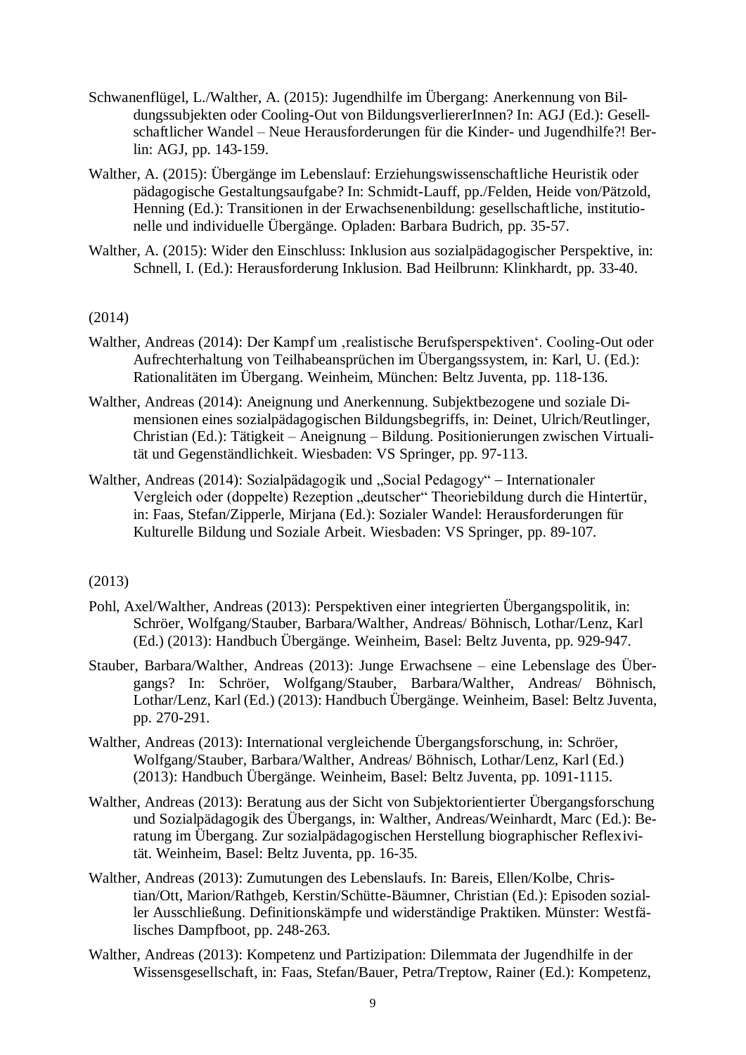Schwanenflügel, L./Walther, A. (2015): Jugendhilfe im Übergang: Anerkennung von Bildungssubjekten oder Cooling-Out von BildungsverliererInnen? In: AGJ (Ed.): Gesellschaftlicher Wandel – Neue Herausforderungen für die Kinder- und Jugendhilfe?! Berlin: AGJ, pp. 143-159.

Walther, A. (2015): Übergänge im Lebenslauf: Erziehungswissenschaftliche Heuristik oder pädagogische Gestaltungsaufgabe? In: Schmidt-Lauff, pp./Felden, Heide von/Pätzold, Henning (Ed.): Transitionen in der Erwachsenenbildung: gesellschaftliche, institutionelle und individuelle Übergänge. Opladen: Barbara Budrich, pp. 35-57.

Walther, A. (2015): Wider den Einschluss: Inklusion aus sozialpädagogischer Perspektive, in: Schnell, I. (Ed.): Herausforderung Inklusion. Bad Heilbrunn: Klinkhardt, pp. 33-40.

(2014)

Walther, Andreas (2014): Der Kampf um ‚realistische Berufsperspektiven'. Cooling-Out oder Aufrechterhaltung von Teilhabeansprüchen im Übergangssystem, in: Karl, U. (Ed.): Rationalitäten im Übergang. Weinheim, München: Beltz Juventa, pp. 118-136.

Walther, Andreas (2014): Aneignung und Anerkennung. Subjektbezogene und soziale Dimensionen eines sozialpädagogischen Bildungsbegriffs, in: Deinet, Ulrich/Reutlinger, Christian (Ed.): Tätigkeit – Aneignung – Bildung. Positionierungen zwischen Virtualität und Gegenständlichkeit. Wiesbaden: VS Springer, pp. 97-113.

Walther, Andreas (2014): Sozialpädagogik und „Social Pedagogy" – Internationaler Vergleich oder (doppelte) Rezeption „deutscher" Theoriebildung durch die Hintertür, in: Faas, Stefan/Zipperle, Mirjana (Ed.): Sozialer Wandel: Herausforderungen für Kulturelle Bildung und Soziale Arbeit. Wiesbaden: VS Springer, pp. 89-107.

(2013)

Pohl, Axel/Walther, Andreas (2013): Perspektiven einer integrierten Übergangspolitik, in: Schröer, Wolfgang/Stauber, Barbara/Walther, Andreas/ Böhnisch, Lothar/Lenz, Karl (Ed.) (2013): Handbuch Übergänge. Weinheim, Basel: Beltz Juventa, pp. 929-947.

Stauber, Barbara/Walther, Andreas (2013): Junge Erwachsene – eine Lebenslage des Übergangs? In: Schröer, Wolfgang/Stauber, Barbara/Walther, Andreas/ Böhnisch, Lothar/Lenz, Karl (Ed.) (2013): Handbuch Übergänge. Weinheim, Basel: Beltz Juventa, pp. 270-291.

Walther, Andreas (2013): International vergleichende Übergangsforschung, in: Schröer, Wolfgang/Stauber, Barbara/Walther, Andreas/ Böhnisch, Lothar/Lenz, Karl (Ed.) (2013): Handbuch Übergänge. Weinheim, Basel: Beltz Juventa, pp. 1091-1115.

Walther, Andreas (2013): Beratung aus der Sicht von Subjektorientierter Übergangsforschung und Sozialpädagogik des Übergangs, in: Walther, Andreas/Weinhardt, Marc (Ed.): Beratung im Übergang. Zur sozialpädagogischen Herstellung biographischer Reflexivität. Weinheim, Basel: Beltz Juventa, pp. 16-35.

Walther, Andreas (2013): Zumutungen des Lebenslaufs. In: Bareis, Ellen/Kolbe, Christian/Ott, Marion/Rathgeb, Kerstin/Schütte-Bäumner, Christian (Ed.): Episoden sozialer Ausschließung. Definitionskämpfe und widerständige Praktiken. Münster: Westfälisches Dampfboot, pp. 248-263.

Walther, Andreas (2013): Kompetenz und Partizipation: Dilemmata der Jugendhilfe in der Wissensgesellschaft, in: Faas, Stefan/Bauer, Petra/Treptow, Rainer (Ed.): Kompetenz,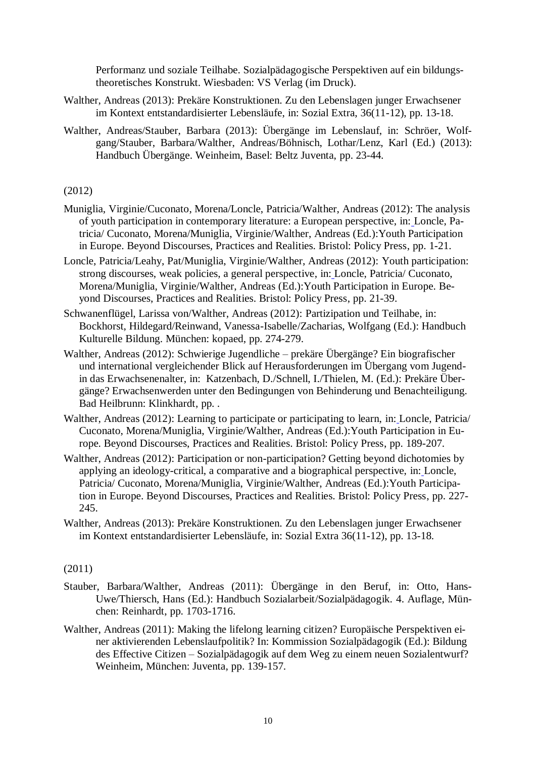Performanz und soziale Teilhabe. Sozialpädagogische Perspektiven auf ein bildungstheoretisches Konstrukt. Wiesbaden: VS Verlag (im Druck).

Walther, Andreas (2013): Prekäre Konstruktionen. Zu den Lebenslagen junger Erwachsener im Kontext entstandardisierter Lebensläufe, in: Sozial Extra, 36(11-12), pp. 13-18.

Walther, Andreas/Stauber, Barbara (2013): Übergänge im Lebenslauf, in: Schröer, Wolfgang/Stauber, Barbara/Walther, Andreas/Böhnisch, Lothar/Lenz, Karl (Ed.) (2013): Handbuch Übergänge. Weinheim, Basel: Beltz Juventa, pp. 23-44.

(2012)

Muniglia, Virginie/Cuconato, Morena/Loncle, Patricia/Walther, Andreas (2012): The analysis of youth participation in contemporary literature: a European perspective, in: Loncle, Patricia/ Cuconato, Morena/Muniglia, Virginie/Walther, Andreas (Ed.):Youth Participation in Europe. Beyond Discourses, Practices and Realities. Bristol: Policy Press, pp. 1-21.

Loncle, Patricia/Leahy, Pat/Muniglia, Virginie/Walther, Andreas (2012): Youth participation: strong discourses, weak policies, a general perspective, in: Loncle, Patricia/ Cuconato, Morena/Muniglia, Virginie/Walther, Andreas (Ed.):Youth Participation in Europe. Beyond Discourses, Practices and Realities. Bristol: Policy Press, pp. 21-39.

Schwanenflügel, Larissa von/Walther, Andreas (2012): Partizipation und Teilhabe, in: Bockhorst, Hildegard/Reinwand, Vanessa-Isabelle/Zacharias, Wolfgang (Ed.): Handbuch Kulturelle Bildung. München: kopaed, pp. 274-279.

Walther, Andreas (2012): Schwierige Jugendliche – prekäre Übergänge? Ein biografischer und international vergleichender Blick auf Herausforderungen im Übergang vom Jugend- in das Erwachsenenalter, in: Katzenbach, D./Schnell, I./Thielen, M. (Ed.): Prekäre Übergänge? Erwachsenwerden unter den Bedingungen von Behinderung und Benachteiligung. Bad Heilbrunn: Klinkhardt, pp. .

Walther, Andreas (2012): Learning to participate or participating to learn, in: Loncle, Patricia/ Cuconato, Morena/Muniglia, Virginie/Walther, Andreas (Ed.):Youth Participation in Europe. Beyond Discourses, Practices and Realities. Bristol: Policy Press, pp. 189-207.

Walther, Andreas (2012): Participation or non-participation? Getting beyond dichotomies by applying an ideology-critical, a comparative and a biographical perspective, in: Loncle, Patricia/ Cuconato, Morena/Muniglia, Virginie/Walther, Andreas (Ed.):Youth Participation in Europe. Beyond Discourses, Practices and Realities. Bristol: Policy Press, pp. 227-245.

Walther, Andreas (2013): Prekäre Konstruktionen. Zu den Lebenslagen junger Erwachsener im Kontext entstandardisierter Lebensläufe, in: Sozial Extra 36(11-12), pp. 13-18.

(2011)

Stauber, Barbara/Walther, Andreas (2011): Übergänge in den Beruf, in: Otto, Hans-Uwe/Thiersch, Hans (Ed.): Handbuch Sozialarbeit/Sozialpädagogik. 4. Auflage, München: Reinhardt, pp. 1703-1716.

Walther, Andreas (2011): Making the lifelong learning citizen? Europäische Perspektiven einer aktivierenden Lebenslaufpolitik? In: Kommission Sozialpädagogik (Ed.): Bildung des Effective Citizen – Sozialpädagogik auf dem Weg zu einem neuen Sozialentwurf? Weinheim, München: Juventa, pp. 139-157.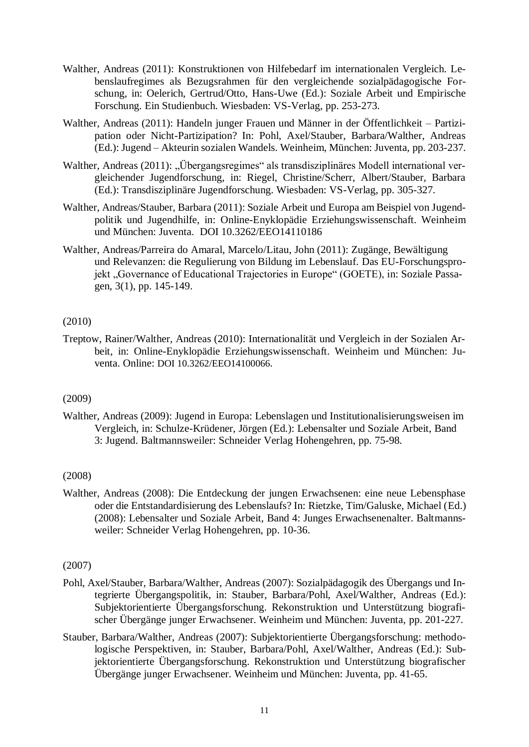Walther, Andreas (2011): Konstruktionen von Hilfebedarf im internationalen Vergleich. Lebenslaufregimes als Bezugsrahmen für den vergleichende sozialpädagogische Forschung, in: Oelerich, Gertrud/Otto, Hans-Uwe (Ed.): Soziale Arbeit und Empirische Forschung. Ein Studienbuch. Wiesbaden: VS-Verlag, pp. 253-273.

Walther, Andreas (2011): Handeln junger Frauen und Männer in der Öffentlichkeit – Partizipation oder Nicht-Partizipation? In: Pohl, Axel/Stauber, Barbara/Walther, Andreas (Ed.): Jugend – Akteurin sozialen Wandels. Weinheim, München: Juventa, pp. 203-237.

Walther, Andreas (2011): „Übergangsregimes" als transdisziplinäres Modell international vergleichender Jugendforschung, in: Riegel, Christine/Scherr, Albert/Stauber, Barbara (Ed.): Transdisziplinäre Jugendforschung. Wiesbaden: VS-Verlag, pp. 305-327.

Walther, Andreas/Stauber, Barbara (2011): Soziale Arbeit und Europa am Beispiel von Jugendpolitik und Jugendhilfe, in: Online-Enyklopädie Erziehungswissenschaft. Weinheim und München: Juventa. DOI 10.3262/EEO14110186

Walther, Andreas/Parreira do Amaral, Marcelo/Litau, John (2011): Zugänge, Bewältigung und Relevanzen: die Regulierung von Bildung im Lebenslauf. Das EU-Forschungsprojekt „Governance of Educational Trajectories in Europe" (GOETE), in: Soziale Passagen, 3(1), pp. 145-149.

(2010)

Treptow, Rainer/Walther, Andreas (2010): Internationalität und Vergleich in der Sozialen Arbeit, in: Online-Enyklopädie Erziehungswissenschaft. Weinheim und München: Juventa. Online: DOI 10.3262/EEO14100066.

(2009)

Walther, Andreas (2009): Jugend in Europa: Lebenslagen und Institutionalisierungsweisen im Vergleich, in: Schulze-Krüdener, Jörgen (Ed.): Lebensalter und Soziale Arbeit, Band 3: Jugend. Baltmannsweiler: Schneider Verlag Hohengehren, pp. 75-98.

(2008)

Walther, Andreas (2008): Die Entdeckung der jungen Erwachsenen: eine neue Lebensphase oder die Entstandardisierung des Lebenslaufs? In: Rietzke, Tim/Galuske, Michael (Ed.) (2008): Lebensalter und Soziale Arbeit, Band 4: Junges Erwachsenenalter. Baltmannsweiler: Schneider Verlag Hohengehren, pp. 10-36.

(2007)

Pohl, Axel/Stauber, Barbara/Walther, Andreas (2007): Sozialpädagogik des Übergangs und Integrierte Übergangspolitik, in: Stauber, Barbara/Pohl, Axel/Walther, Andreas (Ed.): Subjektorientierte Übergangsforschung. Rekonstruktion und Unterstützung biografischer Übergänge junger Erwachsener. Weinheim und München: Juventa, pp. 201-227.

Stauber, Barbara/Walther, Andreas (2007): Subjektorientierte Übergangsforschung: methodologische Perspektiven, in: Stauber, Barbara/Pohl, Axel/Walther, Andreas (Ed.): Subjektorientierte Übergangsforschung. Rekonstruktion und Unterstützung biografischer Übergänge junger Erwachsener. Weinheim und München: Juventa, pp. 41-65.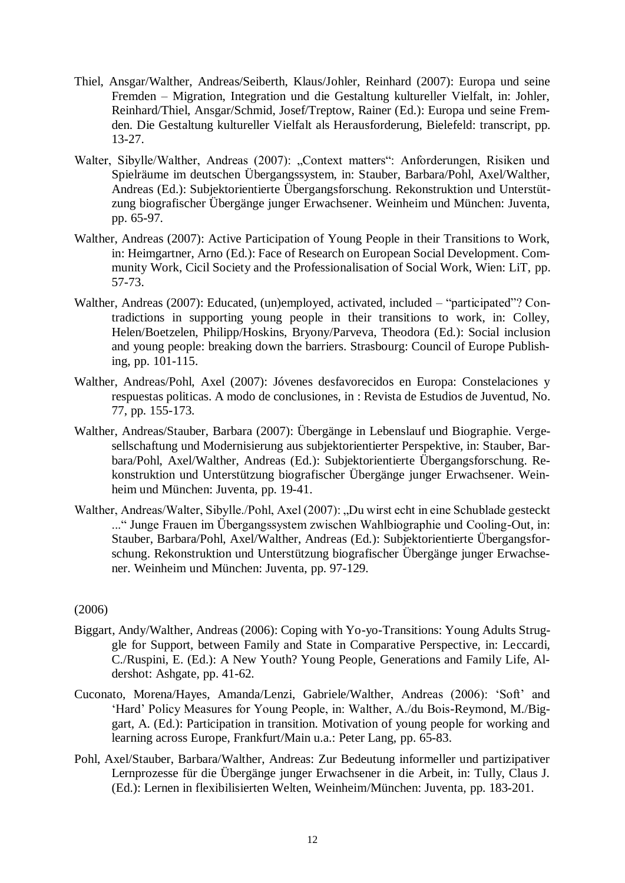Thiel, Ansgar/Walther, Andreas/Seiberth, Klaus/Johler, Reinhard (2007): Europa und seine Fremden – Migration, Integration und die Gestaltung kultureller Vielfalt, in: Johler, Reinhard/Thiel, Ansgar/Schmid, Josef/Treptow, Rainer (Ed.): Europa und seine Fremden. Die Gestaltung kultureller Vielfalt als Herausforderung, Bielefeld: transcript, pp. 13-27.

Walter, Sibylle/Walther, Andreas (2007): „Context matters“: Anforderungen, Risiken und Spielräume im deutschen Übergangssystem, in: Stauber, Barbara/Pohl, Axel/Walther, Andreas (Ed.): Subjektorientierte Übergangsforschung. Rekonstruktion und Unterstützung biografischer Übergänge junger Erwachsener. Weinheim und München: Juventa, pp. 65-97.

Walther, Andreas (2007): Active Participation of Young People in their Transitions to Work, in: Heimgartner, Arno (Ed.): Face of Research on European Social Development. Community Work, Cicil Society and the Professionalisation of Social Work, Wien: LiT, pp. 57-73.

Walther, Andreas (2007): Educated, (un)employed, activated, included – “participated”? Contradictions in supporting young people in their transitions to work, in: Colley, Helen/Boetzelen, Philipp/Hoskins, Bryony/Parveva, Theodora (Ed.): Social inclusion and young people: breaking down the barriers. Strasbourg: Council of Europe Publishing, pp. 101-115.

Walther, Andreas/Pohl, Axel (2007): Jóvenes desfavorecidos en Europa: Constelaciones y respuestas politicas. A modo de conclusiones, in : Revista de Estudios de Juventud, No. 77, pp. 155-173.

Walther, Andreas/Stauber, Barbara (2007): Übergänge in Lebenslauf und Biographie. Vergesellschaftung und Modernisierung aus subjektorientierter Perspektive, in: Stauber, Barbara/Pohl, Axel/Walther, Andreas (Ed.): Subjektorientierte Übergangsforschung. Rekonstruktion und Unterstützung biografischer Übergänge junger Erwachsener. Weinheim und München: Juventa, pp. 19-41.

Walther, Andreas/Walter, Sibylle./Pohl, Axel (2007): „Du wirst echt in eine Schublade gesteckt ...“ Junge Frauen im Übergangssystem zwischen Wahlbiographie und Cooling-Out, in: Stauber, Barbara/Pohl, Axel/Walther, Andreas (Ed.): Subjektorientierte Übergangsforschung. Rekonstruktion und Unterstützung biografischer Übergänge junger Erwachsener. Weinheim und München: Juventa, pp. 97-129.

(2006)

Biggart, Andy/Walther, Andreas (2006): Coping with Yo-yo-Transitions: Young Adults Struggle for Support, between Family and State in Comparative Perspective, in: Leccardi, C./Ruspini, E. (Ed.): A New Youth? Young People, Generations and Family Life, Aldershot: Ashgate, pp. 41-62.

Cuconato, Morena/Hayes, Amanda/Lenzi, Gabriele/Walther, Andreas (2006): ‘Soft’ and ‘Hard’ Policy Measures for Young People, in: Walther, A./du Bois-Reymond, M./Biggart, A. (Ed.): Participation in transition. Motivation of young people for working and learning across Europe, Frankfurt/Main u.a.: Peter Lang, pp. 65-83.

Pohl, Axel/Stauber, Barbara/Walther, Andreas: Zur Bedeutung informeller und partizipativer Lernprozesse für die Übergänge junger Erwachsener in die Arbeit, in: Tully, Claus J. (Ed.): Lernen in flexibilisierten Welten, Weinheim/München: Juventa, pp. 183-201.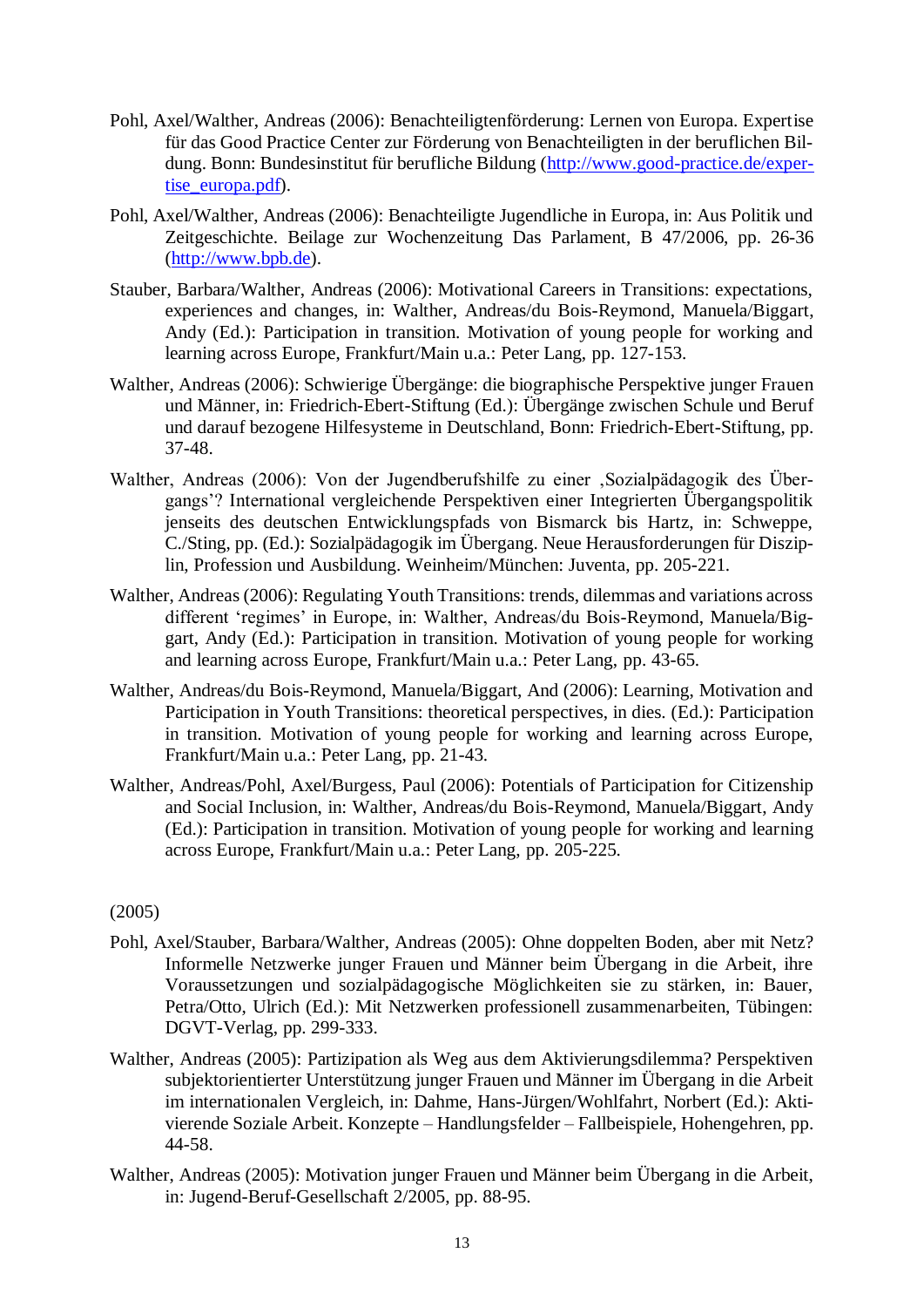Pohl, Axel/Walther, Andreas (2006): Benachteiligtenförderung: Lernen von Europa. Expertise für das Good Practice Center zur Förderung von Benachteiligten in der beruflichen Bildung. Bonn: Bundesinstitut für berufliche Bildung (http://www.good-practice.de/expertise_europa.pdf).

Pohl, Axel/Walther, Andreas (2006): Benachteiligte Jugendliche in Europa, in: Aus Politik und Zeitgeschichte. Beilage zur Wochenzeitung Das Parlament, B 47/2006, pp. 26-36 (http://www.bpb.de).

Stauber, Barbara/Walther, Andreas (2006): Motivational Careers in Transitions: expectations, experiences and changes, in: Walther, Andreas/du Bois-Reymond, Manuela/Biggart, Andy (Ed.): Participation in transition. Motivation of young people for working and learning across Europe, Frankfurt/Main u.a.: Peter Lang, pp. 127-153.

Walther, Andreas (2006): Schwierige Übergänge: die biographische Perspektive junger Frauen und Männer, in: Friedrich-Ebert-Stiftung (Ed.): Übergänge zwischen Schule und Beruf und darauf bezogene Hilfesysteme in Deutschland, Bonn: Friedrich-Ebert-Stiftung, pp. 37-48.

Walther, Andreas (2006): Von der Jugendberufshilfe zu einer ‚Sozialpädagogik des Übergangs'? International vergleichende Perspektiven einer Integrierten Übergangspolitik jenseits des deutschen Entwicklungspfads von Bismarck bis Hartz, in: Schweppe, C./Sting, pp. (Ed.): Sozialpädagogik im Übergang. Neue Herausforderungen für Disziplin, Profession und Ausbildung. Weinheim/München: Juventa, pp. 205-221.

Walther, Andreas (2006): Regulating Youth Transitions: trends, dilemmas and variations across different 'regimes' in Europe, in: Walther, Andreas/du Bois-Reymond, Manuela/Biggart, Andy (Ed.): Participation in transition. Motivation of young people for working and learning across Europe, Frankfurt/Main u.a.: Peter Lang, pp. 43-65.

Walther, Andreas/du Bois-Reymond, Manuela/Biggart, And (2006): Learning, Motivation and Participation in Youth Transitions: theoretical perspectives, in dies. (Ed.): Participation in transition. Motivation of young people for working and learning across Europe, Frankfurt/Main u.a.: Peter Lang, pp. 21-43.

Walther, Andreas/Pohl, Axel/Burgess, Paul (2006): Potentials of Participation for Citizenship and Social Inclusion, in: Walther, Andreas/du Bois-Reymond, Manuela/Biggart, Andy (Ed.): Participation in transition. Motivation of young people for working and learning across Europe, Frankfurt/Main u.a.: Peter Lang, pp. 205-225.

(2005)

Pohl, Axel/Stauber, Barbara/Walther, Andreas (2005): Ohne doppelten Boden, aber mit Netz? Informelle Netzwerke junger Frauen und Männer beim Übergang in die Arbeit, ihre Voraussetzungen und sozialpädagogische Möglichkeiten sie zu stärken, in: Bauer, Petra/Otto, Ulrich (Ed.): Mit Netzwerken professionell zusammenarbeiten, Tübingen: DGVT-Verlag, pp. 299-333.

Walther, Andreas (2005): Partizipation als Weg aus dem Aktivierungsdilemma? Perspektiven subjektorientierter Unterstützung junger Frauen und Männer im Übergang in die Arbeit im internationalen Vergleich, in: Dahme, Hans-Jürgen/Wohlfahrt, Norbert (Ed.): Aktivierende Soziale Arbeit. Konzepte – Handlungsfelder – Fallbeispiele, Hohengehren, pp. 44-58.

Walther, Andreas (2005): Motivation junger Frauen und Männer beim Übergang in die Arbeit, in: Jugend-Beruf-Gesellschaft 2/2005, pp. 88-95.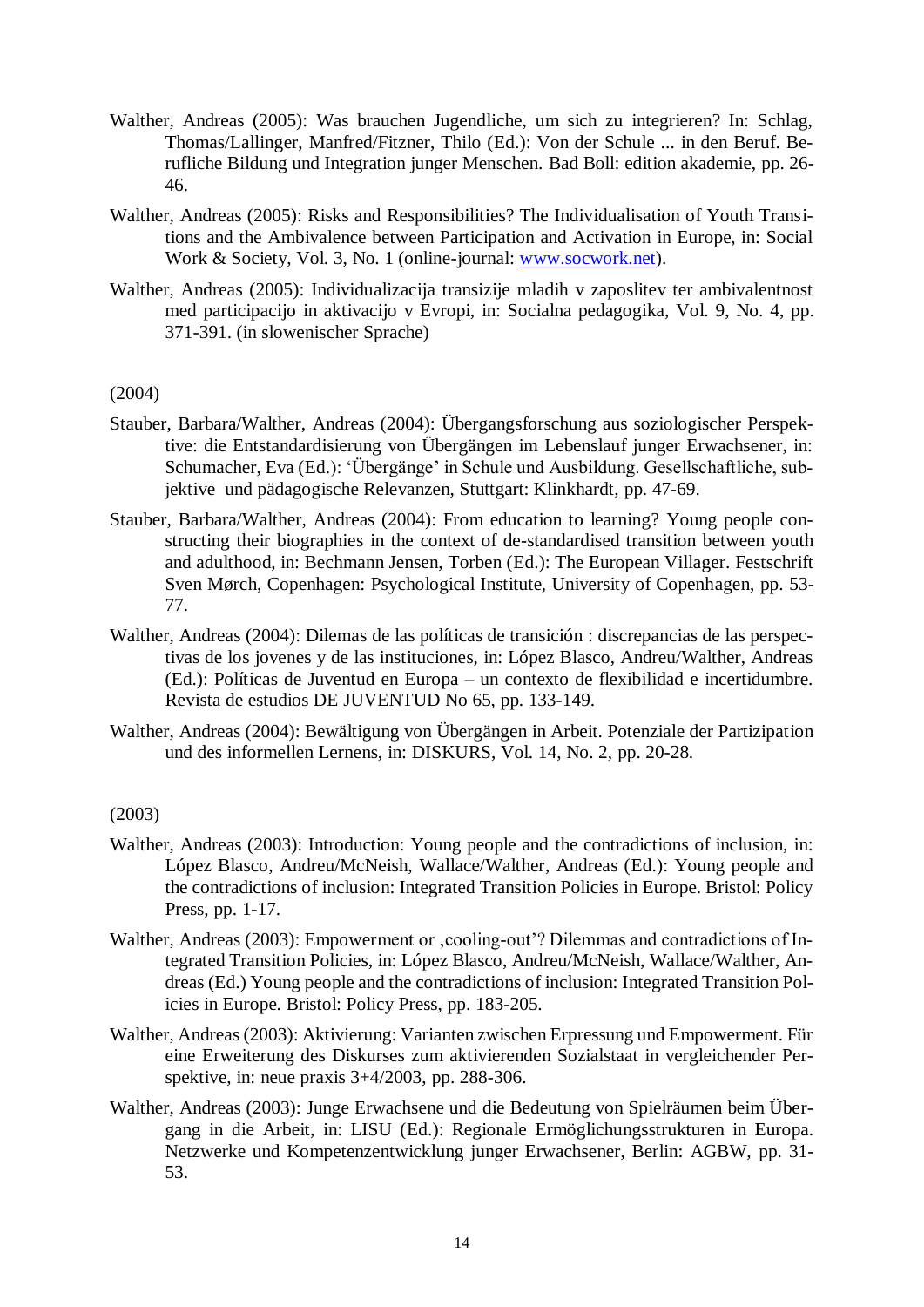Walther, Andreas (2005): Was brauchen Jugendliche, um sich zu integrieren? In: Schlag, Thomas/Lallinger, Manfred/Fitzner, Thilo (Ed.): Von der Schule ... in den Beruf. Berufliche Bildung und Integration junger Menschen. Bad Boll: edition akademie, pp. 26-46.

Walther, Andreas (2005): Risks and Responsibilities? The Individualisation of Youth Transitions and the Ambivalence between Participation and Activation in Europe, in: Social Work & Society, Vol. 3, No. 1 (online-journal: www.socwork.net).

Walther, Andreas (2005): Individualizacija transizije mladih v zaposlitev ter ambivalentnost med participacijo in aktivacijo v Evropi, in: Socialna pedagogika, Vol. 9, No. 4, pp. 371-391. (in slowenischer Sprache)

(2004)

Stauber, Barbara/Walther, Andreas (2004): Übergangsforschung aus soziologischer Perspektive: die Entstandardisierung von Übergängen im Lebenslauf junger Erwachsener, in: Schumacher, Eva (Ed.): 'Übergänge' in Schule und Ausbildung. Gesellschaftliche, subjektive und pädagogische Relevanzen, Stuttgart: Klinkhardt, pp. 47-69.

Stauber, Barbara/Walther, Andreas (2004): From education to learning? Young people constructing their biographies in the context of de-standardised transition between youth and adulthood, in: Bechmann Jensen, Torben (Ed.): The European Villager. Festschrift Sven Mørch, Copenhagen: Psychological Institute, University of Copenhagen, pp. 53-77.

Walther, Andreas (2004): Dilemas de las políticas de transición : discrepancias de las perspectivas de los jovenes y de las instituciones, in: López Blasco, Andreu/Walther, Andreas (Ed.): Políticas de Juventud en Europa – un contexto de flexibilidad e incertidumbre. Revista de estudios DE JUVENTUD No 65, pp. 133-149.

Walther, Andreas (2004): Bewältigung von Übergängen in Arbeit. Potenziale der Partizipation und des informellen Lernens, in: DISKURS, Vol. 14, No. 2, pp. 20-28.

(2003)

Walther, Andreas (2003): Introduction: Young people and the contradictions of inclusion, in: López Blasco, Andreu/McNeish, Wallace/Walther, Andreas (Ed.): Young people and the contradictions of inclusion: Integrated Transition Policies in Europe. Bristol: Policy Press, pp. 1-17.

Walther, Andreas (2003): Empowerment or ‚cooling-out'? Dilemmas and contradictions of Integrated Transition Policies, in: López Blasco, Andreu/McNeish, Wallace/Walther, Andreas (Ed.) Young people and the contradictions of inclusion: Integrated Transition Policies in Europe. Bristol: Policy Press, pp. 183-205.

Walther, Andreas (2003): Aktivierung: Varianten zwischen Erpressung und Empowerment. Für eine Erweiterung des Diskurses zum aktivierenden Sozialstaat in vergleichender Perspektive, in: neue praxis 3+4/2003, pp. 288-306.

Walther, Andreas (2003): Junge Erwachsene und die Bedeutung von Spielräumen beim Übergang in die Arbeit, in: LISU (Ed.): Regionale Ermöglichungsstrukturen in Europa. Netzwerke und Kompetenzentwicklung junger Erwachsener, Berlin: AGBW, pp. 31-53.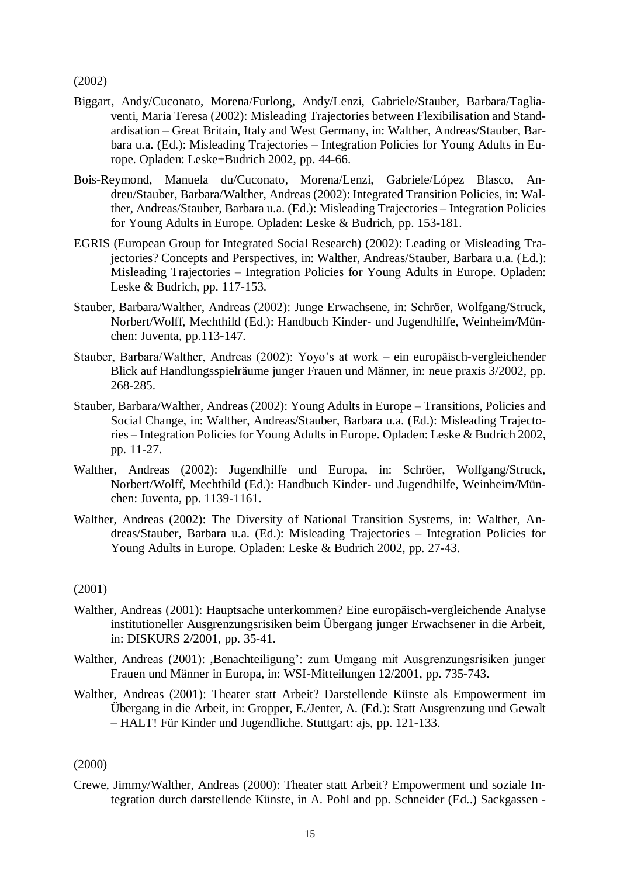(2002)

Biggart, Andy/Cuconato, Morena/Furlong, Andy/Lenzi, Gabriele/Stauber, Barbara/Tagliaventi, Maria Teresa (2002): Misleading Trajectories between Flexibilisation and Standardisation – Great Britain, Italy and West Germany, in: Walther, Andreas/Stauber, Barbara u.a. (Ed.): Misleading Trajectories – Integration Policies for Young Adults in Europe. Opladen: Leske+Budrich 2002, pp. 44-66.

Bois-Reymond, Manuela du/Cuconato, Morena/Lenzi, Gabriele/López Blasco, Andreu/Stauber, Barbara/Walther, Andreas (2002): Integrated Transition Policies, in: Walther, Andreas/Stauber, Barbara u.a. (Ed.): Misleading Trajectories – Integration Policies for Young Adults in Europe. Opladen: Leske & Budrich, pp. 153-181.

EGRIS (European Group for Integrated Social Research) (2002): Leading or Misleading Trajectories? Concepts and Perspectives, in: Walther, Andreas/Stauber, Barbara u.a. (Ed.): Misleading Trajectories – Integration Policies for Young Adults in Europe. Opladen: Leske & Budrich, pp. 117-153.

Stauber, Barbara/Walther, Andreas (2002): Junge Erwachsene, in: Schröer, Wolfgang/Struck, Norbert/Wolff, Mechthild (Ed.): Handbuch Kinder- und Jugendhilfe, Weinheim/München: Juventa, pp.113-147.

Stauber, Barbara/Walther, Andreas (2002): Yoyo's at work – ein europäisch-vergleichender Blick auf Handlungsspielräume junger Frauen und Männer, in: neue praxis 3/2002, pp. 268-285.

Stauber, Barbara/Walther, Andreas (2002): Young Adults in Europe – Transitions, Policies and Social Change, in: Walther, Andreas/Stauber, Barbara u.a. (Ed.): Misleading Trajectories – Integration Policies for Young Adults in Europe. Opladen: Leske & Budrich 2002, pp. 11-27.

Walther, Andreas (2002): Jugendhilfe und Europa, in: Schröer, Wolfgang/Struck, Norbert/Wolff, Mechthild (Ed.): Handbuch Kinder- und Jugendhilfe, Weinheim/München: Juventa, pp. 1139-1161.

Walther, Andreas (2002): The Diversity of National Transition Systems, in: Walther, Andreas/Stauber, Barbara u.a. (Ed.): Misleading Trajectories – Integration Policies for Young Adults in Europe. Opladen: Leske & Budrich 2002, pp. 27-43.

(2001)

Walther, Andreas (2001): Hauptsache unterkommen? Eine europäisch-vergleichende Analyse institutioneller Ausgrenzungsrisiken beim Übergang junger Erwachsener in die Arbeit, in: DISKURS 2/2001, pp. 35-41.

Walther, Andreas (2001): ‚Benachteiligung': zum Umgang mit Ausgrenzungsrisiken junger Frauen und Männer in Europa, in: WSI-Mitteilungen 12/2001, pp. 735-743.

Walther, Andreas (2001): Theater statt Arbeit? Darstellende Künste als Empowerment im Übergang in die Arbeit, in: Gropper, E./Jenter, A. (Ed.): Statt Ausgrenzung und Gewalt – HALT! Für Kinder und Jugendliche. Stuttgart: ajs, pp. 121-133.

(2000)

Crewe, Jimmy/Walther, Andreas (2000): Theater statt Arbeit? Empowerment und soziale Integration durch darstellende Künste, in A. Pohl and pp. Schneider (Ed..) Sackgassen -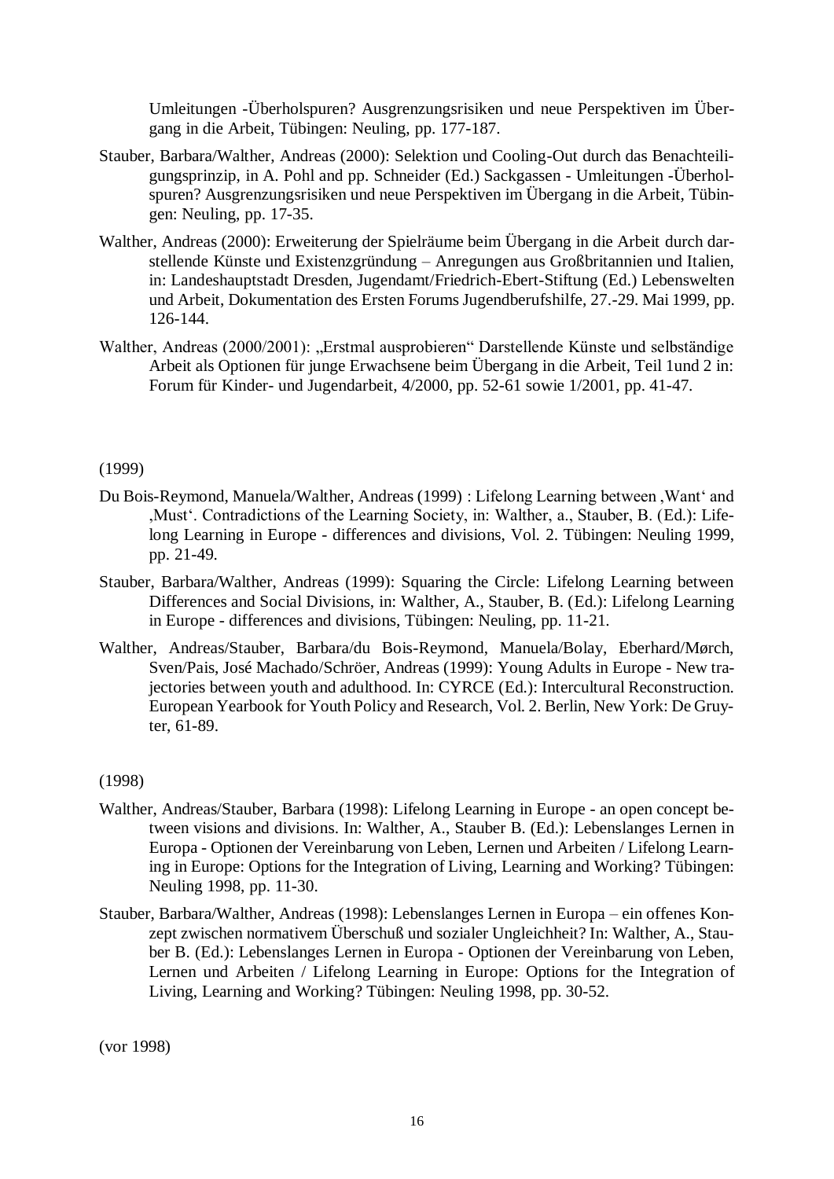Umleitungen -Überholspuren? Ausgrenzungsrisiken und neue Perspektiven im Übergang in die Arbeit, Tübingen: Neuling, pp. 177-187.

Stauber, Barbara/Walther, Andreas (2000): Selektion und Cooling-Out durch das Benachteiligungsprinzip, in A. Pohl and pp. Schneider (Ed.) Sackgassen - Umleitungen -Überholspuren? Ausgrenzungsrisiken und neue Perspektiven im Übergang in die Arbeit, Tübingen: Neuling, pp. 17-35.

Walther, Andreas (2000): Erweiterung der Spielräume beim Übergang in die Arbeit durch darstellende Künste und Existenzgründung – Anregungen aus Großbritannien und Italien, in: Landeshauptstadt Dresden, Jugendamt/Friedrich-Ebert-Stiftung (Ed.) Lebenswelten und Arbeit, Dokumentation des Ersten Forums Jugendberufshilfe, 27.-29. Mai 1999, pp. 126-144.

Walther, Andreas (2000/2001): „Erstmal ausprobieren" Darstellende Künste und selbständige Arbeit als Optionen für junge Erwachsene beim Übergang in die Arbeit, Teil 1und 2 in: Forum für Kinder- und Jugendarbeit, 4/2000, pp. 52-61 sowie 1/2001, pp. 41-47.

(1999)

Du Bois-Reymond, Manuela/Walther, Andreas (1999) : Lifelong Learning between ‚Want' and ‚Must'. Contradictions of the Learning Society, in: Walther, a., Stauber, B. (Ed.): Lifelong Learning in Europe - differences and divisions, Vol. 2. Tübingen: Neuling 1999, pp. 21-49.

Stauber, Barbara/Walther, Andreas (1999): Squaring the Circle: Lifelong Learning between Differences and Social Divisions, in: Walther, A., Stauber, B. (Ed.): Lifelong Learning in Europe - differences and divisions, Tübingen: Neuling, pp. 11-21.

Walther, Andreas/Stauber, Barbara/du Bois-Reymond, Manuela/Bolay, Eberhard/Mørch, Sven/Pais, José Machado/Schröer, Andreas (1999): Young Adults in Europe - New trajectories between youth and adulthood. In: CYRCE (Ed.): Intercultural Reconstruction. European Yearbook for Youth Policy and Research, Vol. 2. Berlin, New York: De Gruyter, 61-89.

(1998)

Walther, Andreas/Stauber, Barbara (1998): Lifelong Learning in Europe - an open concept between visions and divisions. In: Walther, A., Stauber B. (Ed.): Lebenslanges Lernen in Europa - Optionen der Vereinbarung von Leben, Lernen und Arbeiten / Lifelong Learning in Europe: Options for the Integration of Living, Learning and Working? Tübingen: Neuling 1998, pp. 11-30.

Stauber, Barbara/Walther, Andreas (1998): Lebenslanges Lernen in Europa – ein offenes Konzept zwischen normativem Überschuß und sozialer Ungleichheit? In: Walther, A., Stauber B. (Ed.): Lebenslanges Lernen in Europa - Optionen der Vereinbarung von Leben, Lernen und Arbeiten / Lifelong Learning in Europe: Options for the Integration of Living, Learning and Working? Tübingen: Neuling 1998, pp. 30-52.

(vor 1998)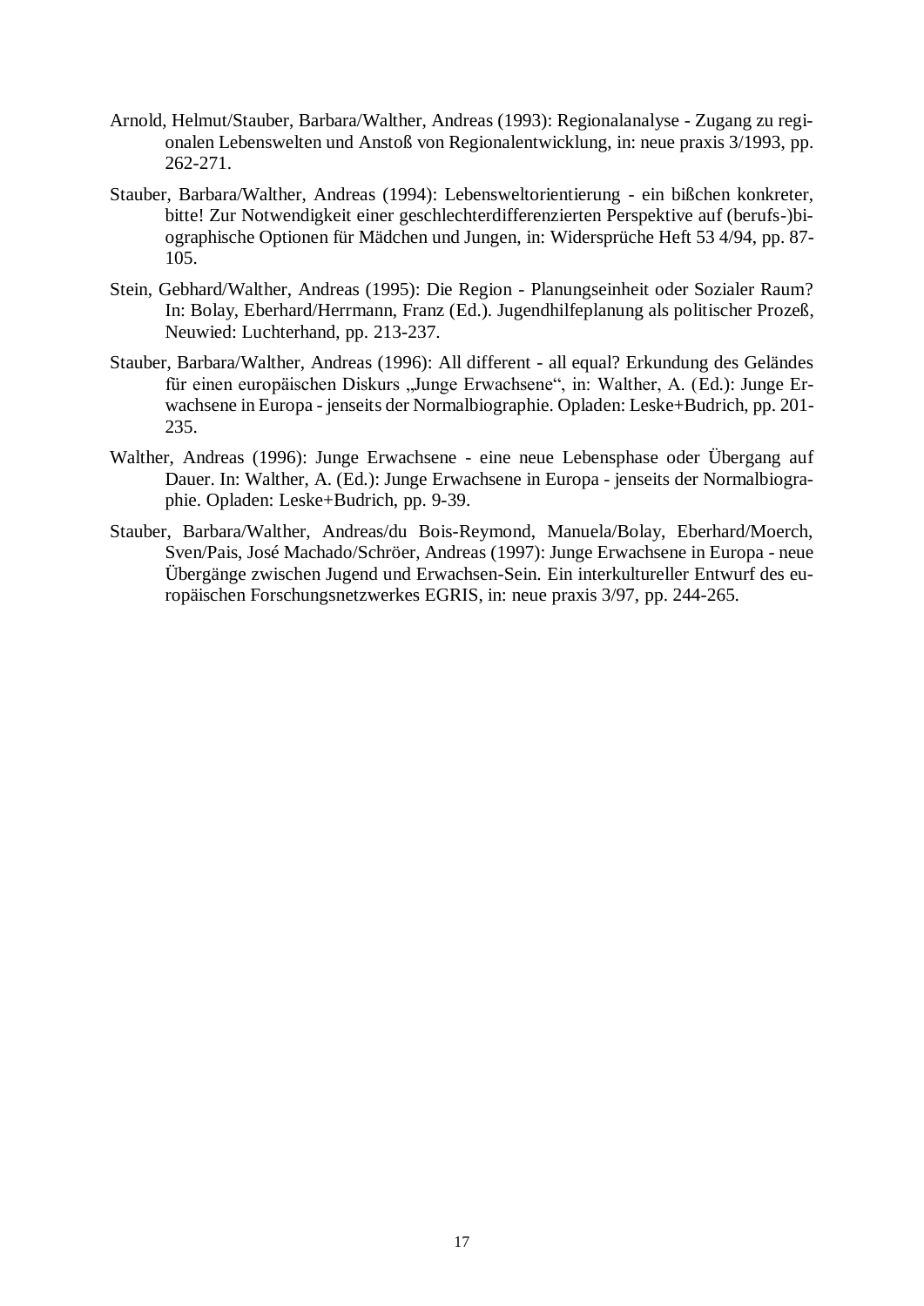Arnold, Helmut/Stauber, Barbara/Walther, Andreas (1993): Regionalanalyse - Zugang zu regionalen Lebenswelten und Anstoß von Regionalentwicklung, in: neue praxis 3/1993, pp. 262-271.

Stauber, Barbara/Walther, Andreas (1994): Lebensweltorientierung - ein bißchen konkreter, bitte! Zur Notwendigkeit einer geschlechterdifferenzierten Perspektive auf (berufs-)biographische Optionen für Mädchen und Jungen, in: Widersprüche Heft 53 4/94, pp. 87-105.

Stein, Gebhard/Walther, Andreas (1995): Die Region - Planungseinheit oder Sozialer Raum? In: Bolay, Eberhard/Herrmann, Franz (Ed.). Jugendhilfeplanung als politischer Prozeß, Neuwied: Luchterhand, pp. 213-237.

Stauber, Barbara/Walther, Andreas (1996): All different - all equal? Erkundung des Geländes für einen europäischen Diskurs „Junge Erwachsene", in: Walther, A. (Ed.): Junge Erwachsene in Europa - jenseits der Normalbiographie. Opladen: Leske+Budrich, pp. 201-235.

Walther, Andreas (1996): Junge Erwachsene - eine neue Lebensphase oder Übergang auf Dauer. In: Walther, A. (Ed.): Junge Erwachsene in Europa - jenseits der Normalbiographie. Opladen: Leske+Budrich, pp. 9-39.

Stauber, Barbara/Walther, Andreas/du Bois-Reymond, Manuela/Bolay, Eberhard/Moerch, Sven/Pais, José Machado/Schröer, Andreas (1997): Junge Erwachsene in Europa - neue Übergänge zwischen Jugend und Erwachsen-Sein. Ein interkultureller Entwurf des europäischen Forschungsnetzwerkes EGRIS, in: neue praxis 3/97, pp. 244-265.